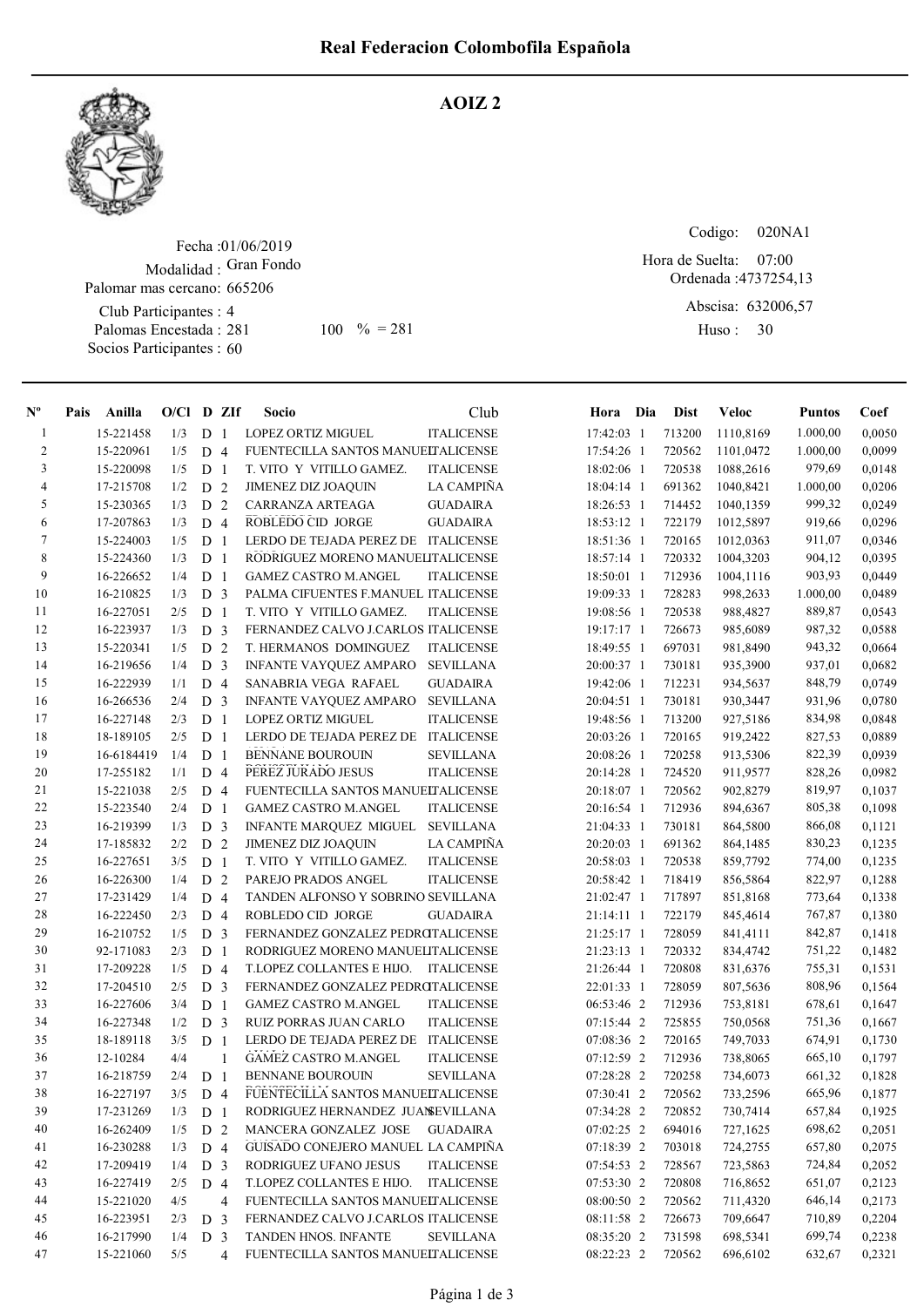# Real Federacion Colombofila Española

## AOIZ 2

Fecha :01/06/2019
Modalidad : Gran Fondo
Palomar mas cercano: 665206
Club Participantes : 4
Palomas Encestada : 281 100 % = 281
Socios Participantes : 60

Codigo: 020NA1
Hora de Suelta: 07:00
Ordenada :4737254,13
Abscisa: 632006,57
Huso : 30

| Nº | Pais | Anilla | O/Cl | D | ZIf | Socio | Club | Hora | Dia | Dist | Veloc | Puntos | Coef |
|---|---|---|---|---|---|---|---|---|---|---|---|---|---|
| 1 | | 15-221458 | 1/3 | D | 1 | LOPEZ ORTIZ MIGUEL | ITALICENSE | 17:42:03 | 1 | 713200 | 1110,8169 | 1.000,00 | 0,0050 |
| 2 | | 15-220961 | 1/5 | D | 4 | FUENTECILLA SANTOS MANUEL | ITALICENSE | 17:54:26 | 1 | 720562 | 1101,0472 | 1.000,00 | 0,0099 |
| 3 | | 15-220098 | 1/5 | D | 1 | T. VITO Y VITILLO GAMEZ. | ITALICENSE | 18:02:06 | 1 | 720538 | 1088,2616 | 979,69 | 0,0148 |
| 4 | | 17-215708 | 1/2 | D | 2 | JIMENEZ DIZ JOAQUIN | LA CAMPIÑA | 18:04:14 | 1 | 691362 | 1040,8421 | 1.000,00 | 0,0206 |
| 5 | | 15-230365 | 1/3 | D | 2 | CARRANZA ARTEAGA | GUADAIRA | 18:26:53 | 1 | 714452 | 1040,1359 | 999,32 | 0,0249 |
| 6 | | 17-207863 | 1/3 | D | 4 | ROBLEDO CID JORGE | GUADAIRA | 18:53:12 | 1 | 722179 | 1012,5897 | 919,66 | 0,0296 |
| 7 | | 15-224003 | 1/5 | D | 1 | LERDO DE TEJADA PEREZ DE | ITALICENSE | 18:51:36 | 1 | 720165 | 1012,0363 | 911,07 | 0,0346 |
| 8 | | 15-224360 | 1/3 | D | 1 | RODRIGUEZ MORENO MANUEL | ITALICENSE | 18:57:14 | 1 | 720332 | 1004,3203 | 904,12 | 0,0395 |
| 9 | | 16-226652 | 1/4 | D | 1 | GAMEZ CASTRO M.ANGEL | ITALICENSE | 18:50:01 | 1 | 712936 | 1004,1116 | 903,93 | 0,0449 |
| 10 | | 16-210825 | 1/3 | D | 3 | PALMA CIFUENTES F.MANUEL | ITALICENSE | 19:09:33 | 1 | 728283 | 998,2633 | 1.000,00 | 0,0489 |
| 11 | | 16-227051 | 2/5 | D | 1 | T. VITO Y VITILLO GAMEZ. | ITALICENSE | 19:08:56 | 1 | 720538 | 988,4827 | 889,87 | 0,0543 |
| 12 | | 16-223937 | 1/3 | D | 3 | FERNANDEZ CALVO J.CARLOS | ITALICENSE | 19:17:17 | 1 | 726673 | 985,6089 | 987,32 | 0,0588 |
| 13 | | 15-220341 | 1/5 | D | 2 | T. HERMANOS DOMINGUEZ | ITALICENSE | 18:49:55 | 1 | 697031 | 981,8490 | 943,32 | 0,0664 |
| 14 | | 16-219656 | 1/4 | D | 3 | INFANTE VAYQUEZ AMPARO | SEVILLANA | 20:00:37 | 1 | 730181 | 935,3900 | 937,01 | 0,0682 |
| 15 | | 16-222939 | 1/1 | D | 4 | SANABRIA VEGA RAFAEL | GUADAIRA | 19:42:06 | 1 | 712231 | 934,5637 | 848,79 | 0,0749 |
| 16 | | 16-266536 | 2/4 | D | 3 | INFANTE VAYQUEZ AMPARO | SEVILLANA | 20:04:51 | 1 | 730181 | 930,3447 | 931,96 | 0,0780 |
| 17 | | 16-227148 | 2/3 | D | 1 | LOPEZ ORTIZ MIGUEL | ITALICENSE | 19:48:56 | 1 | 713200 | 927,5186 | 834,98 | 0,0848 |
| 18 | | 18-189105 | 2/5 | D | 1 | LERDO DE TEJADA PEREZ DE | ITALICENSE | 20:03:26 | 1 | 720165 | 919,2422 | 827,53 | 0,0889 |
| 19 | | 16-6184419 | 1/4 | D | 1 | BENNANE BOUROUIN | SEVILLANA | 20:08:26 | 1 | 720258 | 913,5306 | 822,39 | 0,0939 |
| 20 | | 17-255182 | 1/1 | D | 4 | PEREZ JURADO JESUS | ITALICENSE | 20:14:28 | 1 | 724520 | 911,9577 | 828,26 | 0,0982 |
| 21 | | 15-221038 | 2/5 | D | 4 | FUENTECILLA SANTOS MANUEL | ITALICENSE | 20:18:07 | 1 | 720562 | 902,8279 | 819,97 | 0,1037 |
| 22 | | 15-223540 | 2/4 | D | 1 | GAMEZ CASTRO M.ANGEL | ITALICENSE | 20:16:54 | 1 | 712936 | 894,6367 | 805,38 | 0,1098 |
| 23 | | 16-219399 | 1/3 | D | 3 | INFANTE MARQUEZ MIGUEL | SEVILLANA | 21:04:33 | 1 | 730181 | 864,5800 | 866,08 | 0,1121 |
| 24 | | 17-185832 | 2/2 | D | 2 | JIMENEZ DIZ JOAQUIN | LA CAMPIÑA | 20:20:03 | 1 | 691362 | 864,1485 | 830,23 | 0,1235 |
| 25 | | 16-227651 | 3/5 | D | 1 | T. VITO Y VITILLO GAMEZ. | ITALICENSE | 20:58:03 | 1 | 720538 | 859,7792 | 774,00 | 0,1235 |
| 26 | | 16-226300 | 1/4 | D | 2 | PAREJO PRADOS ANGEL | ITALICENSE | 20:58:42 | 1 | 718419 | 856,5864 | 822,97 | 0,1288 |
| 27 | | 17-231429 | 1/4 | D | 4 | TANDEN ALFONSO Y SOBRINO | SEVILLANA | 21:02:47 | 1 | 717897 | 851,8168 | 773,64 | 0,1338 |
| 28 | | 16-222450 | 2/3 | D | 4 | ROBLEDO CID JORGE | GUADAIRA | 21:14:11 | 1 | 722179 | 845,4614 | 767,87 | 0,1380 |
| 29 | | 16-210752 | 1/5 | D | 3 | FERNANDEZ GONZALEZ PEDRO | ITALICENSE | 21:25:17 | 1 | 728059 | 841,4111 | 842,87 | 0,1418 |
| 30 | | 92-171083 | 2/3 | D | 1 | RODRIGUEZ MORENO MANUEL | ITALICENSE | 21:23:13 | 1 | 720332 | 834,4742 | 751,22 | 0,1482 |
| 31 | | 17-209228 | 1/5 | D | 4 | T.LOPEZ COLLANTES E HIJO. | ITALICENSE | 21:26:44 | 1 | 720808 | 831,6376 | 755,31 | 0,1531 |
| 32 | | 17-204510 | 2/5 | D | 3 | FERNANDEZ GONZALEZ PEDRO | ITALICENSE | 22:01:33 | 1 | 728059 | 807,5636 | 808,96 | 0,1564 |
| 33 | | 16-227606 | 3/4 | D | 1 | GAMEZ CASTRO M.ANGEL | ITALICENSE | 06:53:46 | 2 | 712936 | 753,8181 | 678,61 | 0,1647 |
| 34 | | 16-227348 | 1/2 | D | 3 | RUIZ PORRAS JUAN CARLO | ITALICENSE | 07:15:44 | 2 | 725855 | 750,0568 | 751,36 | 0,1667 |
| 35 | | 18-189118 | 3/5 | D | 1 | LERDO DE TEJADA PEREZ DE | ITALICENSE | 07:08:36 | 2 | 720165 | 749,7033 | 674,91 | 0,1730 |
| 36 | | 12-10284 | 4/4 | | 1 | GAMEZ CASTRO M.ANGEL | ITALICENSE | 07:12:59 | 2 | 712936 | 738,8065 | 665,10 | 0,1797 |
| 37 | | 16-218759 | 2/4 | D | 1 | BENNANE BOUROUIN | SEVILLANA | 07:28:28 | 2 | 720258 | 734,6073 | 661,32 | 0,1828 |
| 38 | | 16-227197 | 3/5 | D | 4 | FUENTECILLA SANTOS MANUEL | ITALICENSE | 07:30:41 | 2 | 720562 | 733,2596 | 665,96 | 0,1877 |
| 39 | | 17-231269 | 1/3 | D | 1 | RODRIGUEZ HERNANDEZ JUAN | SEVILLANA | 07:34:28 | 2 | 720852 | 730,7414 | 657,84 | 0,1925 |
| 40 | | 16-262409 | 1/5 | D | 2 | MANCERA GONZALEZ JOSE | GUADAIRA | 07:02:25 | 2 | 694016 | 727,1625 | 698,62 | 0,2051 |
| 41 | | 16-230288 | 1/3 | D | 4 | GUISADO CONEJERO MANUEL | LA CAMPIÑA | 07:18:39 | 2 | 703018 | 724,2755 | 657,80 | 0,2075 |
| 42 | | 17-209419 | 1/4 | D | 3 | RODRIGUEZ UFANO JESUS | ITALICENSE | 07:54:53 | 2 | 728567 | 723,5863 | 724,84 | 0,2052 |
| 43 | | 16-227419 | 2/5 | D | 4 | T.LOPEZ COLLANTES E HIJO. | ITALICENSE | 07:53:30 | 2 | 720808 | 716,8652 | 651,07 | 0,2123 |
| 44 | | 15-221020 | 4/5 | | 4 | FUENTECILLA SANTOS MANUEL | ITALICENSE | 08:00:50 | 2 | 720562 | 711,4320 | 646,14 | 0,2173 |
| 45 | | 16-223951 | 2/3 | D | 3 | FERNANDEZ CALVO J.CARLOS | ITALICENSE | 08:11:58 | 2 | 726673 | 709,6647 | 710,89 | 0,2204 |
| 46 | | 16-217990 | 1/4 | D | 3 | TANDEN HNOS. INFANTE | SEVILLANA | 08:35:20 | 2 | 731598 | 698,5341 | 699,74 | 0,2238 |
| 47 | | 15-221060 | 5/5 | | 4 | FUENTECILLA SANTOS MANUEL | ITALICENSE | 08:22:23 | 2 | 720562 | 696,6102 | 632,67 | 0,2321 |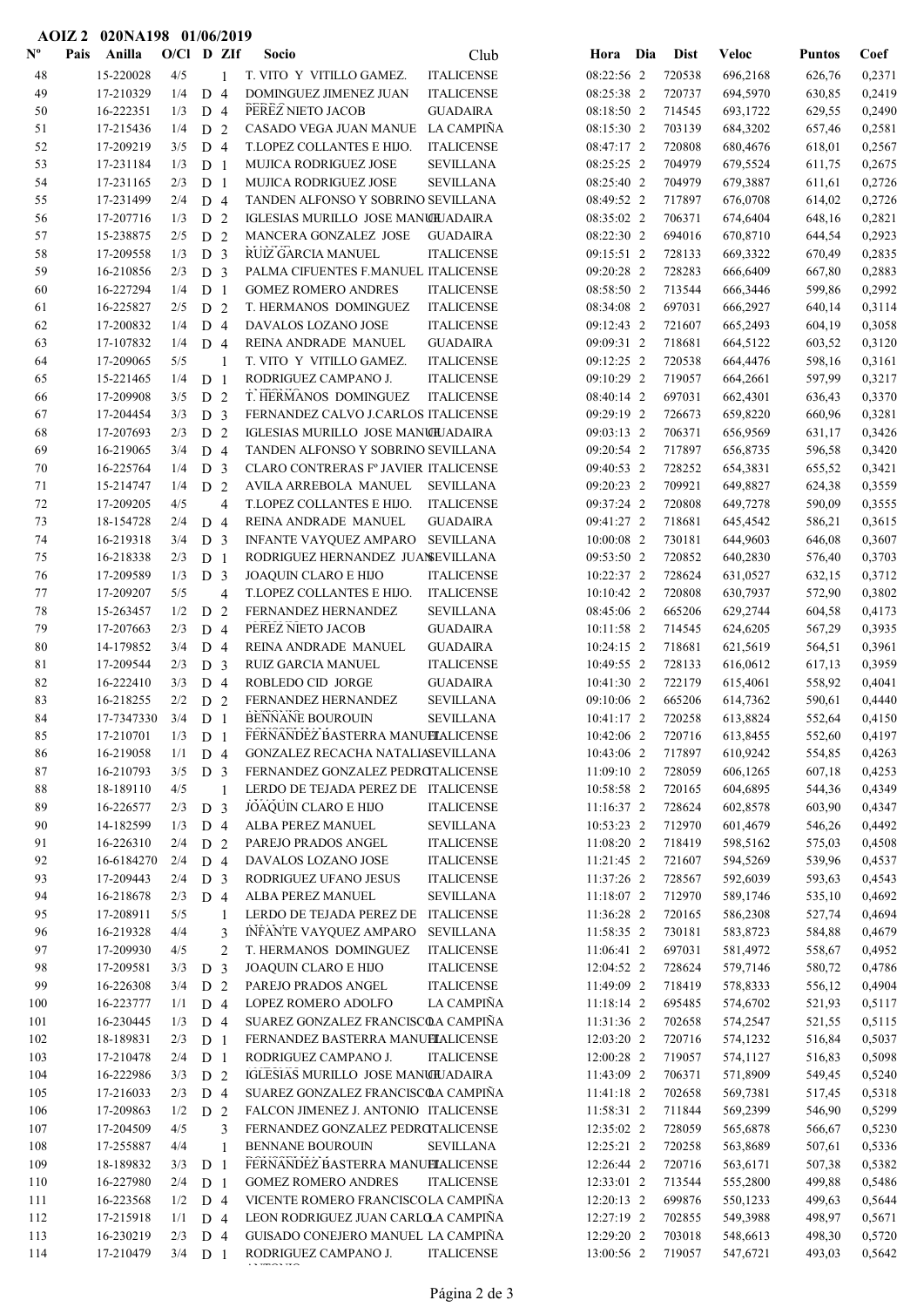**AOIZ 2 020NA198 01/06/2019**

| Nº | Pais | Anilla | O/Cl | D | ZIf | Socio | Club | Hora | Dia | Dist | Veloc | Puntos | Coef |
|---|---|---|---|---|---|---|---|---|---|---|---|---|---|
| 48 | | 15-220028 | 4/5 | | 1 | T. VITO Y VITILLO GAMEZ. | ITALICENSE | 08:22:56 | 2 | 720538 | 696,2168 | 626,76 | 0,2371 |
| 49 | | 17-210329 | 1/4 | D | 4 | DOMINGUEZ JIMENEZ JUAN | ITALICENSE | 08:25:38 | 2 | 720737 | 694,5970 | 630,85 | 0,2419 |
| 50 | | 16-222351 | 1/3 | D | 4 | PEREZ NIETO JACOB | GUADAIRA | 08:18:50 | 2 | 714545 | 693,1722 | 629,55 | 0,2490 |
| 51 | | 17-215436 | 1/4 | D | 2 | CASADO VEGA JUAN MANUE | LA CAMPIÑA | 08:15:30 | 2 | 703139 | 684,3202 | 657,46 | 0,2581 |
| 52 | | 17-209219 | 3/5 | D | 4 | T.LOPEZ COLLANTES E HIJO. | ITALICENSE | 08:47:17 | 2 | 720808 | 680,4676 | 618,01 | 0,2567 |
| 53 | | 17-231184 | 1/3 | D | 1 | MUJICA RODRIGUEZ JOSE | SEVILLANA | 08:25:25 | 2 | 704979 | 679,5524 | 611,75 | 0,2675 |
| 54 | | 17-231165 | 2/3 | D | 1 | MUJICA RODRIGUEZ JOSE | SEVILLANA | 08:25:40 | 2 | 704979 | 679,3887 | 611,61 | 0,2726 |
| 55 | | 17-231499 | 2/4 | D | 4 | TANDEN ALFONSO Y SOBRINO | SEVILLANA | 08:49:52 | 2 | 717897 | 676,0708 | 614,02 | 0,2726 |
| 56 | | 17-207716 | 1/3 | D | 2 | IGLESIAS MURILLO JOSE MANUEL | GUADAIRA | 08:35:02 | 2 | 706371 | 674,6404 | 648,16 | 0,2821 |
| 57 | | 15-238875 | 2/5 | D | 2 | MANCERA GONZALEZ JOSE | GUADAIRA | 08:22:30 | 2 | 694016 | 670,8710 | 644,54 | 0,2923 |
| 58 | | 17-209558 | 1/3 | D | 3 | RUIZ GARCIA MANUEL | ITALICENSE | 09:15:51 | 2 | 728133 | 669,3322 | 670,49 | 0,2835 |
| 59 | | 16-210856 | 2/3 | D | 3 | PALMA CIFUENTES F.MANUEL | ITALICENSE | 09:20:28 | 2 | 728283 | 666,6409 | 667,80 | 0,2883 |
| 60 | | 16-227294 | 1/4 | D | 1 | GOMEZ ROMERO ANDRES | ITALICENSE | 08:58:50 | 2 | 713544 | 666,3446 | 599,86 | 0,2992 |
| 61 | | 16-225827 | 2/5 | D | 2 | T. HERMANOS DOMINGUEZ | ITALICENSE | 08:34:08 | 2 | 697031 | 666,2927 | 640,14 | 0,3114 |
| 62 | | 17-200832 | 1/4 | D | 4 | DAVALOS LOZANO JOSE | ITALICENSE | 09:12:43 | 2 | 721607 | 665,2493 | 604,19 | 0,3058 |
| 63 | | 17-107832 | 1/4 | D | 4 | REINA ANDRADE MANUEL | GUADAIRA | 09:09:31 | 2 | 718681 | 664,5122 | 603,52 | 0,3120 |
| 64 | | 17-209065 | 5/5 | | 1 | T. VITO Y VITILLO GAMEZ. | ITALICENSE | 09:12:25 | 2 | 720538 | 664,4476 | 598,16 | 0,3161 |
| 65 | | 15-221465 | 1/4 | D | 1 | RODRIGUEZ CAMPANO J. | ITALICENSE | 09:10:29 | 2 | 719057 | 664,2661 | 597,99 | 0,3217 |
| 66 | | 17-209908 | 3/5 | D | 2 | T. HERMANOS DOMINGUEZ | ITALICENSE | 08:40:14 | 2 | 697031 | 662,4301 | 636,43 | 0,3370 |
| 67 | | 17-204454 | 3/3 | D | 3 | FERNANDEZ CALVO J.CARLOS | ITALICENSE | 09:29:19 | 2 | 726673 | 659,8220 | 660,96 | 0,3281 |
| 68 | | 17-207693 | 2/3 | D | 2 | IGLESIAS MURILLO JOSE MANUEL | GUADAIRA | 09:03:13 | 2 | 706371 | 656,9569 | 631,17 | 0,3426 |
| 69 | | 16-219065 | 3/4 | D | 4 | TANDEN ALFONSO Y SOBRINO | SEVILLANA | 09:20:54 | 2 | 717897 | 656,8735 | 596,58 | 0,3420 |
| 70 | | 16-225764 | 1/4 | D | 3 | CLARO CONTRERAS Fº JAVIER | ITALICENSE | 09:40:53 | 2 | 728252 | 654,3831 | 655,52 | 0,3421 |
| 71 | | 15-214747 | 1/4 | D | 2 | AVILA ARREBOLA MANUEL | SEVILLANA | 09:20:23 | 2 | 709921 | 649,8827 | 624,38 | 0,3559 |
| 72 | | 17-209205 | 4/5 | | 4 | T.LOPEZ COLLANTES E HIJO. | ITALICENSE | 09:37:24 | 2 | 720808 | 649,7278 | 590,09 | 0,3555 |
| 73 | | 18-154728 | 2/4 | D | 4 | REINA ANDRADE MANUEL | GUADAIRA | 09:41:27 | 2 | 718681 | 645,4542 | 586,21 | 0,3615 |
| 74 | | 16-219318 | 3/4 | D | 3 | INFANTE VAYQUEZ AMPARO | SEVILLANA | 10:00:08 | 2 | 730181 | 644,9603 | 646,08 | 0,3607 |
| 75 | | 16-218338 | 2/3 | D | 1 | RODRIGUEZ HERNANDEZ JUAN | SEVILLANA | 09:53:50 | 2 | 720852 | 640,2830 | 576,40 | 0,3703 |
| 76 | | 17-209589 | 1/3 | D | 3 | JOAQUIN CLARO E HIJO | ITALICENSE | 10:22:37 | 2 | 728624 | 631,0527 | 632,15 | 0,3712 |
| 77 | | 17-209207 | 5/5 | | 4 | T.LOPEZ COLLANTES E HIJO. | ITALICENSE | 10:10:42 | 2 | 720808 | 630,7937 | 572,90 | 0,3802 |
| 78 | | 15-263457 | 1/2 | D | 2 | FERNANDEZ HERNANDEZ | SEVILLANA | 08:45:06 | 2 | 665206 | 629,2744 | 604,58 | 0,4173 |
| 79 | | 17-207663 | 2/3 | D | 4 | PEREZ NIETO JACOB | GUADAIRA | 10:11:58 | 2 | 714545 | 624,6205 | 567,29 | 0,3935 |
| 80 | | 14-179852 | 3/4 | D | 4 | REINA ANDRADE MANUEL | GUADAIRA | 10:24:15 | 2 | 718681 | 621,5619 | 564,51 | 0,3961 |
| 81 | | 17-209544 | 2/3 | D | 3 | RUIZ GARCIA MANUEL | ITALICENSE | 10:49:55 | 2 | 728133 | 616,0612 | 617,13 | 0,3959 |
| 82 | | 16-222410 | 3/3 | D | 4 | ROBLEDO CID JORGE | GUADAIRA | 10:41:30 | 2 | 722179 | 615,4061 | 558,92 | 0,4041 |
| 83 | | 16-218255 | 2/2 | D | 2 | FERNANDEZ HERNANDEZ | SEVILLANA | 09:10:06 | 2 | 665206 | 614,7362 | 590,61 | 0,4440 |
| 84 | | 17-7347330 | 3/4 | D | 1 | BENNANE BOUROUIN | SEVILLANA | 10:41:17 | 2 | 720258 | 613,8824 | 552,64 | 0,4150 |
| 85 | | 17-210701 | 1/3 | D | 1 | FERNANDEZ BASTERRA MANUEL | ITALICENSE | 10:42:06 | 2 | 720716 | 613,8455 | 552,60 | 0,4197 |
| 86 | | 16-219058 | 1/1 | D | 4 | GONZALEZ RECACHA NATALIA | SEVILLANA | 10:43:06 | 2 | 717897 | 610,9242 | 554,85 | 0,4263 |
| 87 | | 16-210793 | 3/5 | D | 3 | FERNANDEZ GONZALEZ PEDRO | ITALICENSE | 11:09:10 | 2 | 728059 | 606,1265 | 607,18 | 0,4253 |
| 88 | | 18-189110 | 4/5 | | 1 | LERDO DE TEJADA PEREZ DE | ITALICENSE | 10:58:58 | 2 | 720165 | 604,6895 | 544,36 | 0,4349 |
| 89 | | 16-226577 | 2/3 | D | 3 | JOAQUIN CLARO E HIJO | ITALICENSE | 11:16:37 | 2 | 728624 | 602,8578 | 603,90 | 0,4347 |
| 90 | | 14-182599 | 1/3 | D | 4 | ALBA PEREZ MANUEL | SEVILLANA | 10:53:23 | 2 | 712970 | 601,4679 | 546,26 | 0,4492 |
| 91 | | 16-226310 | 2/4 | D | 2 | PAREJO PRADOS ANGEL | ITALICENSE | 11:08:20 | 2 | 718419 | 598,5162 | 575,03 | 0,4508 |
| 92 | | 16-6184270 | 2/4 | D | 4 | DAVALOS LOZANO JOSE | ITALICENSE | 11:21:45 | 2 | 721607 | 594,5269 | 539,96 | 0,4537 |
| 93 | | 17-209443 | 2/4 | D | 3 | RODRIGUEZ UFANO JESUS | ITALICENSE | 11:37:26 | 2 | 728567 | 592,6039 | 593,63 | 0,4543 |
| 94 | | 16-218678 | 2/3 | D | 4 | ALBA PEREZ MANUEL | SEVILLANA | 11:18:07 | 2 | 712970 | 589,1746 | 535,10 | 0,4692 |
| 95 | | 17-208911 | 5/5 | | 1 | LERDO DE TEJADA PEREZ DE | ITALICENSE | 11:36:28 | 2 | 720165 | 586,2308 | 527,74 | 0,4694 |
| 96 | | 16-219328 | 4/4 | | 3 | INFANTE VAYQUEZ AMPARO | SEVILLANA | 11:58:35 | 2 | 730181 | 583,8723 | 584,88 | 0,4679 |
| 97 | | 17-209930 | 4/5 | | 2 | T. HERMANOS DOMINGUEZ | ITALICENSE | 11:06:41 | 2 | 697031 | 581,4972 | 558,67 | 0,4952 |
| 98 | | 17-209581 | 3/3 | D | 3 | JOAQUIN CLARO E HIJO | ITALICENSE | 12:04:52 | 2 | 728624 | 579,7146 | 580,72 | 0,4786 |
| 99 | | 16-226308 | 3/4 | D | 2 | PAREJO PRADOS ANGEL | ITALICENSE | 11:49:09 | 2 | 718419 | 578,8333 | 556,12 | 0,4904 |
| 100 | | 16-223777 | 1/1 | D | 4 | LOPEZ ROMERO ADOLFO | LA CAMPIÑA | 11:18:14 | 2 | 695485 | 574,6702 | 521,93 | 0,5117 |
| 101 | | 16-230445 | 1/3 | D | 4 | SUAREZ GONZALEZ FRANCISCO | LA CAMPIÑA | 11:31:36 | 2 | 702658 | 574,2547 | 521,55 | 0,5115 |
| 102 | | 18-189831 | 2/3 | D | 1 | FERNANDEZ BASTERRA MANUEL | ITALICENSE | 12:03:20 | 2 | 720716 | 574,1232 | 516,84 | 0,5037 |
| 103 | | 17-210478 | 2/4 | D | 1 | RODRIGUEZ CAMPANO J. | ITALICENSE | 12:00:28 | 2 | 719057 | 574,1127 | 516,83 | 0,5098 |
| 104 | | 16-222986 | 3/3 | D | 2 | IGLESIAS MURILLO JOSE MANUEL | GUADAIRA | 11:43:09 | 2 | 706371 | 571,8909 | 549,45 | 0,5240 |
| 105 | | 17-216033 | 2/3 | D | 4 | SUAREZ GONZALEZ FRANCISCO | LA CAMPIÑA | 11:41:18 | 2 | 702658 | 569,7381 | 517,45 | 0,5318 |
| 106 | | 17-209863 | 1/2 | D | 2 | FALCON JIMENEZ J. ANTONIO | ITALICENSE | 11:58:31 | 2 | 711844 | 569,2399 | 546,90 | 0,5299 |
| 107 | | 17-204509 | 4/5 | | 3 | FERNANDEZ GONZALEZ PEDRO | ITALICENSE | 12:35:02 | 2 | 728059 | 565,6878 | 566,67 | 0,5230 |
| 108 | | 17-255887 | 4/4 | | 1 | BENNANE BOUROUIN | SEVILLANA | 12:25:21 | 2 | 720258 | 563,8689 | 507,61 | 0,5336 |
| 109 | | 18-189832 | 3/3 | D | 1 | FERNANDEZ BASTERRA MANUEL | ITALICENSE | 12:26:44 | 2 | 720716 | 563,6171 | 507,38 | 0,5382 |
| 110 | | 16-227980 | 2/4 | D | 1 | GOMEZ ROMERO ANDRES | ITALICENSE | 12:33:01 | 2 | 713544 | 555,2800 | 499,88 | 0,5486 |
| 111 | | 16-223568 | 1/2 | D | 4 | VICENTE ROMERO FRANCISCO | LA CAMPIÑA | 12:20:13 | 2 | 699876 | 550,1233 | 499,63 | 0,5644 |
| 112 | | 17-215918 | 1/1 | D | 4 | LEON RODRIGUEZ JUAN CARLOS | LA CAMPIÑA | 12:27:19 | 2 | 702855 | 549,3988 | 498,97 | 0,5671 |
| 113 | | 16-230219 | 2/3 | D | 4 | GUISADO CONEJERO MANUEL | LA CAMPIÑA | 12:29:20 | 2 | 703018 | 548,6613 | 498,30 | 0,5720 |
| 114 | | 17-210479 | 3/4 | D | 1 | RODRIGUEZ CAMPANO J. | ITALICENSE | 13:00:56 | 2 | 719057 | 547,6721 | 493,03 | 0,5642 |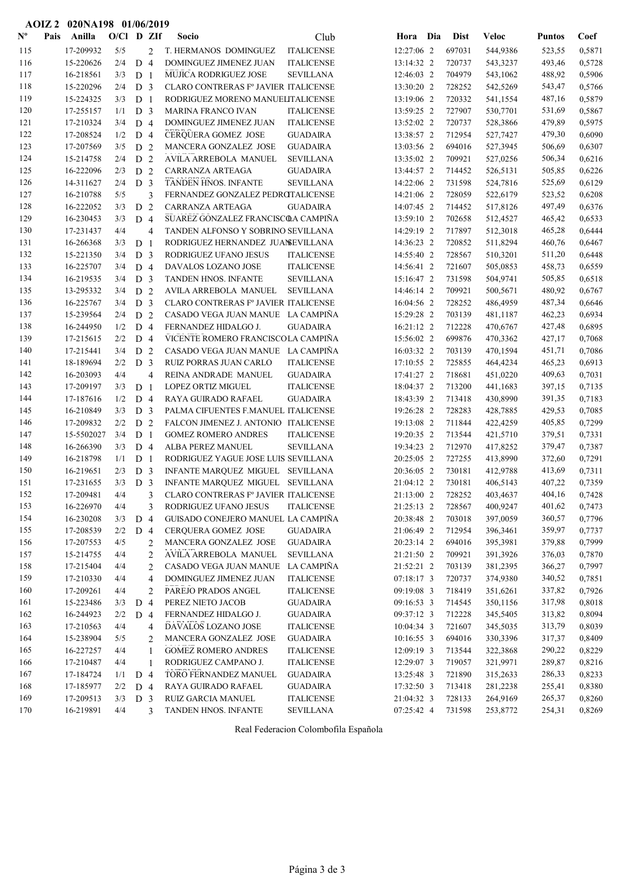**AOIZ 2 020NA198 01/06/2019**

| Nº | Pais | Anilla | O/Cl | D | ZIf | Socio | Club | Hora | Dia | Dist | Veloc | Puntos | Coef |
|---|---|---|---|---|---|---|---|---|---|---|---|---|---|
| 115 | | 17-209932 | 5/5 | | 2 | T. HERMANOS DOMINGUEZ | ITALICENSE | 12:27:06 | 2 | 697031 | 544,9386 | 523,55 | 0,5871 |
| 116 | | 15-220626 | 2/4 | D | 4 | DOMINGUEZ JIMENEZ JUAN | ITALICENSE | 13:14:32 | 2 | 720737 | 543,3237 | 493,46 | 0,5728 |
| 117 | | 16-218561 | 3/3 | D | 1 | MUJICA RODRIGUEZ JOSE | SEVILLANA | 12:46:03 | 2 | 704979 | 543,1062 | 488,92 | 0,5906 |
| 118 | | 15-220296 | 2/4 | D | 3 | CLARO CONTRERAS Fº JAVIER | ITALICENSE | 13:30:20 | 2 | 728252 | 542,5269 | 543,47 | 0,5766 |
| 119 | | 15-224325 | 3/3 | D | 1 | RODRIGUEZ MORENO MANUEL | ITALICENSE | 13:19:06 | 2 | 720332 | 541,1554 | 487,16 | 0,5879 |
| 120 | | 17-255157 | 1/1 | D | 3 | MARINA FRANCO IVAN | ITALICENSE | 13:59:25 | 2 | 727907 | 530,7701 | 531,69 | 0,5867 |
| 121 | | 17-210324 | 3/4 | D | 4 | DOMINGUEZ JIMENEZ JUAN | ITALICENSE | 13:52:02 | 2 | 720737 | 528,3866 | 479,89 | 0,5975 |
| 122 | | 17-208524 | 1/2 | D | 4 | CERQUERA GOMEZ JOSE | GUADAIRA | 13:38:57 | 2 | 712954 | 527,7427 | 479,30 | 0,6090 |
| 123 | | 17-207569 | 3/5 | D | 2 | MANCERA GONZALEZ JOSE | GUADAIRA | 13:03:56 | 2 | 694016 | 527,3945 | 506,69 | 0,6307 |
| 124 | | 15-214758 | 2/4 | D | 2 | AVILA ARREBOLA MANUEL | SEVILLANA | 13:35:02 | 2 | 709921 | 527,0256 | 506,34 | 0,6216 |
| 125 | | 16-222096 | 2/3 | D | 2 | CARRANZA ARTEAGA | GUADAIRA | 13:44:57 | 2 | 714452 | 526,5131 | 505,85 | 0,6226 |
| 126 | | 14-311627 | 2/4 | D | 3 | TANDEN HNOS. INFANTE | SEVILLANA | 14:22:06 | 2 | 731598 | 524,7816 | 525,69 | 0,6129 |
| 127 | | 16-210788 | 5/5 | | 3 | FERNANDEZ GONZALEZ PEDRO | ITALICENSE | 14:21:06 | 2 | 728059 | 522,6179 | 523,52 | 0,6208 |
| 128 | | 16-222052 | 3/3 | D | 2 | CARRANZA ARTEAGA | GUADAIRA | 14:07:45 | 2 | 714452 | 517,8126 | 497,49 | 0,6376 |
| 129 | | 16-230453 | 3/3 | D | 4 | SUAREZ GONZALEZ FRANCISCO | LA CAMPIÑA | 13:59:10 | 2 | 702658 | 512,4527 | 465,42 | 0,6533 |
| 130 | | 17-231437 | 4/4 | | 4 | TANDEN ALFONSO Y SOBRINO | SEVILLANA | 14:29:19 | 2 | 717897 | 512,3018 | 465,28 | 0,6444 |
| 131 | | 16-266368 | 3/3 | D | 1 | RODRIGUEZ HERNANDEZ JUAN | SEVILLANA | 14:36:23 | 2 | 720852 | 511,8294 | 460,76 | 0,6467 |
| 132 | | 15-221350 | 3/4 | D | 3 | RODRIGUEZ UFANO JESUS | ITALICENSE | 14:55:40 | 2 | 728567 | 510,3201 | 511,20 | 0,6448 |
| 133 | | 16-225707 | 3/4 | D | 4 | DAVALOS LOZANO JOSE | ITALICENSE | 14:56:41 | 2 | 721607 | 505,0853 | 458,73 | 0,6559 |
| 134 | | 16-219535 | 3/4 | D | 3 | TANDEN HNOS. INFANTE | SEVILLANA | 15:16:47 | 2 | 731598 | 504,9741 | 505,85 | 0,6518 |
| 135 | | 13-295332 | 3/4 | D | 2 | AVILA ARREBOLA MANUEL | SEVILLANA | 14:46:14 | 2 | 709921 | 500,5671 | 480,92 | 0,6767 |
| 136 | | 16-225767 | 3/4 | D | 3 | CLARO CONTRERAS Fº JAVIER | ITALICENSE | 16:04:56 | 2 | 728252 | 486,4959 | 487,34 | 0,6646 |
| 137 | | 15-239564 | 2/4 | D | 2 | CASADO VEGA JUAN MANUE | LA CAMPIÑA | 15:29:28 | 2 | 703139 | 481,1187 | 462,23 | 0,6934 |
| 138 | | 16-244950 | 1/2 | D | 4 | FERNANDEZ HIDALGO J. | GUADAIRA | 16:21:12 | 2 | 712228 | 470,6767 | 427,48 | 0,6895 |
| 139 | | 17-215615 | 2/2 | D | 4 | VICENTE ROMERO FRANCISCO | LA CAMPIÑA | 15:56:02 | 2 | 699876 | 470,3362 | 427,17 | 0,7068 |
| 140 | | 17-215441 | 3/4 | D | 2 | CASADO VEGA JUAN MANUE | LA CAMPIÑA | 16:03:32 | 2 | 703139 | 470,1594 | 451,71 | 0,7086 |
| 141 | | 18-189694 | 2/2 | D | 3 | RUIZ PORRAS JUAN CARLO | ITALICENSE | 17:10:55 | 2 | 725855 | 464,4234 | 465,23 | 0,6913 |
| 142 | | 16-203093 | 4/4 | | 4 | REINA ANDRADE MANUEL | GUADAIRA | 17:41:27 | 2 | 718681 | 451,0220 | 409,63 | 0,7031 |
| 143 | | 17-209197 | 3/3 | D | 1 | LOPEZ ORTIZ MIGUEL | ITALICENSE | 18:04:37 | 2 | 713200 | 441,1683 | 397,15 | 0,7135 |
| 144 | | 17-187616 | 1/2 | D | 4 | RAYA GUIRADO RAFAEL | GUADAIRA | 18:43:39 | 2 | 713418 | 430,8990 | 391,35 | 0,7183 |
| 145 | | 16-210849 | 3/3 | D | 3 | PALMA CIFUENTES F.MANUEL | ITALICENSE | 19:26:28 | 2 | 728283 | 428,7885 | 429,53 | 0,7085 |
| 146 | | 17-209832 | 2/2 | D | 2 | FALCON JIMENEZ J. ANTONIO | ITALICENSE | 19:13:08 | 2 | 711844 | 422,4259 | 405,85 | 0,7299 |
| 147 | | 15-5502027 | 3/4 | D | 1 | GOMEZ ROMERO ANDRES | ITALICENSE | 19:20:35 | 2 | 713544 | 421,5710 | 379,51 | 0,7331 |
| 148 | | 16-266390 | 3/3 | D | 4 | ALBA PEREZ MANUEL | SEVILLANA | 19:34:23 | 2 | 712970 | 417,8252 | 379,47 | 0,7387 |
| 149 | | 16-218798 | 1/1 | D | 1 | RODRIGUEZ YAGUE JOSE LUIS | SEVILLANA | 20:25:05 | 2 | 727255 | 413,8990 | 372,60 | 0,7291 |
| 150 | | 16-219651 | 2/3 | D | 3 | INFANTE MARQUEZ MIGUEL | SEVILLANA | 20:36:05 | 2 | 730181 | 412,9788 | 413,69 | 0,7311 |
| 151 | | 17-231655 | 3/3 | D | 3 | INFANTE MARQUEZ MIGUEL | SEVILLANA | 21:04:12 | 2 | 730181 | 406,5143 | 407,22 | 0,7359 |
| 152 | | 17-209481 | 4/4 | | 3 | CLARO CONTRERAS Fº JAVIER | ITALICENSE | 21:13:00 | 2 | 728252 | 403,4637 | 404,16 | 0,7428 |
| 153 | | 16-226970 | 4/4 | | 3 | RODRIGUEZ UFANO JESUS | ITALICENSE | 21:25:13 | 2 | 728567 | 400,9247 | 401,62 | 0,7473 |
| 154 | | 16-230208 | 3/3 | D | 4 | GUISADO CONEJERO MANUEL | LA CAMPIÑA | 20:38:48 | 2 | 703018 | 397,0059 | 360,57 | 0,7796 |
| 155 | | 17-208539 | 2/2 | D | 4 | CERQUERA GOMEZ JOSE | GUADAIRA | 21:06:49 | 2 | 712954 | 396,3461 | 359,97 | 0,7737 |
| 156 | | 17-207553 | 4/5 | | 2 | MANCERA GONZALEZ JOSE | GUADAIRA | 20:23:14 | 2 | 694016 | 395,3981 | 379,88 | 0,7999 |
| 157 | | 15-214755 | 4/4 | | 2 | AVILA ARREBOLA MANUEL | SEVILLANA | 21:21:50 | 2 | 709921 | 391,3926 | 376,03 | 0,7870 |
| 158 | | 17-215404 | 4/4 | | 2 | CASADO VEGA JUAN MANUE | LA CAMPIÑA | 21:52:21 | 2 | 703139 | 381,2395 | 366,27 | 0,7997 |
| 159 | | 17-210330 | 4/4 | | 4 | DOMINGUEZ JIMENEZ JUAN | ITALICENSE | 07:18:17 | 3 | 720737 | 374,9380 | 340,52 | 0,7851 |
| 160 | | 17-209261 | 4/4 | | 2 | PAREJO PRADOS ANGEL | ITALICENSE | 09:19:08 | 3 | 718419 | 351,6261 | 337,82 | 0,7926 |
| 161 | | 15-223486 | 3/3 | D | 4 | PEREZ NIETO JACOB | GUADAIRA | 09:16:53 | 3 | 714545 | 350,1156 | 317,98 | 0,8018 |
| 162 | | 16-244923 | 2/2 | D | 4 | FERNANDEZ HIDALGO J. | GUADAIRA | 09:37:12 | 3 | 712228 | 345,5405 | 313,82 | 0,8094 |
| 163 | | 17-210563 | 4/4 | | 4 | DAVALOS LOZANO JOSE | ITALICENSE | 10:04:34 | 3 | 721607 | 345,5035 | 313,79 | 0,8039 |
| 164 | | 15-238904 | 5/5 | | 2 | MANCERA GONZALEZ JOSE | GUADAIRA | 10:16:55 | 3 | 694016 | 330,3396 | 317,37 | 0,8409 |
| 165 | | 16-227257 | 4/4 | | 1 | GOMEZ ROMERO ANDRES | ITALICENSE | 12:09:19 | 3 | 713544 | 322,3868 | 290,22 | 0,8229 |
| 166 | | 17-210487 | 4/4 | | 1 | RODRIGUEZ CAMPANO J. | ITALICENSE | 12:29:07 | 3 | 719057 | 321,9971 | 289,87 | 0,8216 |
| 167 | | 17-184724 | 1/1 | D | 4 | TORO FERNANDEZ MANUEL | GUADAIRA | 13:25:48 | 3 | 721890 | 315,2633 | 286,33 | 0,8233 |
| 168 | | 17-185977 | 2/2 | D | 4 | RAYA GUIRADO RAFAEL | GUADAIRA | 17:32:50 | 3 | 713418 | 281,2238 | 255,41 | 0,8380 |
| 169 | | 17-209513 | 3/3 | D | 3 | RUIZ GARCIA MANUEL | ITALICENSE | 21:04:32 | 3 | 728133 | 264,9169 | 265,37 | 0,8260 |
| 170 | | 16-219891 | 4/4 | | 3 | TANDEN HNOS. INFANTE | SEVILLANA | 07:25:42 | 4 | 731598 | 253,8772 | 254,31 | 0,8269 |

Real Federacion Colombofila Española